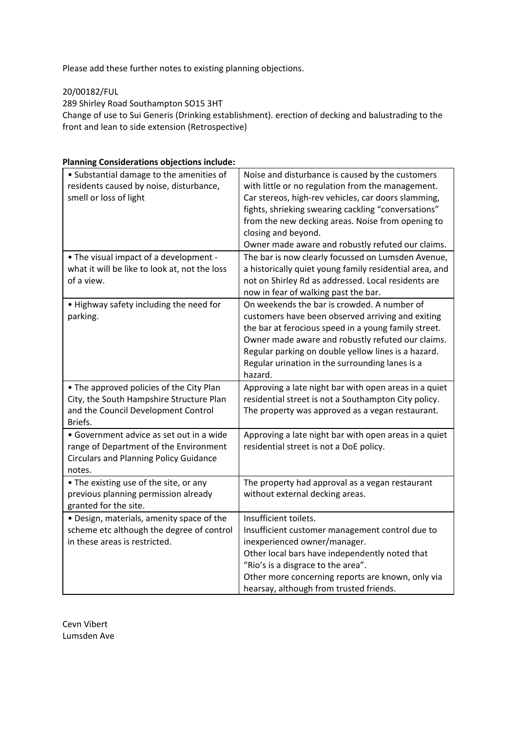Please add these further notes to existing planning objections.

20/00182/FUL
289 Shirley Road Southampton SO15 3HT
Change of use to Sui Generis (Drinking establishment). erection of decking and balustrading to the front and lean to side extension (Retrospective)

**Planning Considerations objections include:**

| | |
|---|---|
| • Substantial damage to the amenities of residents caused by noise, disturbance, smell or loss of light | Noise and disturbance is caused by the customers with little or no regulation from the management. Car stereos, high-rev vehicles, car doors slamming, fights, shrieking swearing cackling "conversations" from the new decking areas. Noise from opening to closing and beyond.<br>Owner made aware and robustly refuted our claims. |
| • The visual impact of a development - what it will be like to look at, not the loss of a view. | The bar is now clearly focussed on Lumsden Avenue, a historically quiet young family residential area, and not on Shirley Rd as addressed. Local residents are now in fear of walking past the bar. |
| • Highway safety including the need for parking. | On weekends the bar is crowded. A number of customers have been observed arriving and exiting the bar at ferocious speed in a young family street. Owner made aware and robustly refuted our claims. Regular parking on double yellow lines is a hazard. Regular urination in the surrounding lanes is a hazard. |
| • The approved policies of the City Plan City, the South Hampshire Structure Plan and the Council Development Control Briefs. | Approving a late night bar with open areas in a quiet residential street is not a Southampton City policy. The property was approved as a vegan restaurant. |
| • Government advice as set out in a wide range of Department of the Environment Circulars and Planning Policy Guidance notes. | Approving a late night bar with open areas in a quiet residential street is not a DoE policy. |
| • The existing use of the site, or any previous planning permission already granted for the site. | The property had approval as a vegan restaurant without external decking areas. |
| • Design, materials, amenity space of the scheme etc although the degree of control in these areas is restricted. | Insufficient toilets.<br>Insufficient customer management control due to inexperienced owner/manager.<br>Other local bars have independently noted that "Rio's is a disgrace to the area".<br>Other more concerning reports are known, only via hearsay, although from trusted friends. |

Cevn Vibert
Lumsden Ave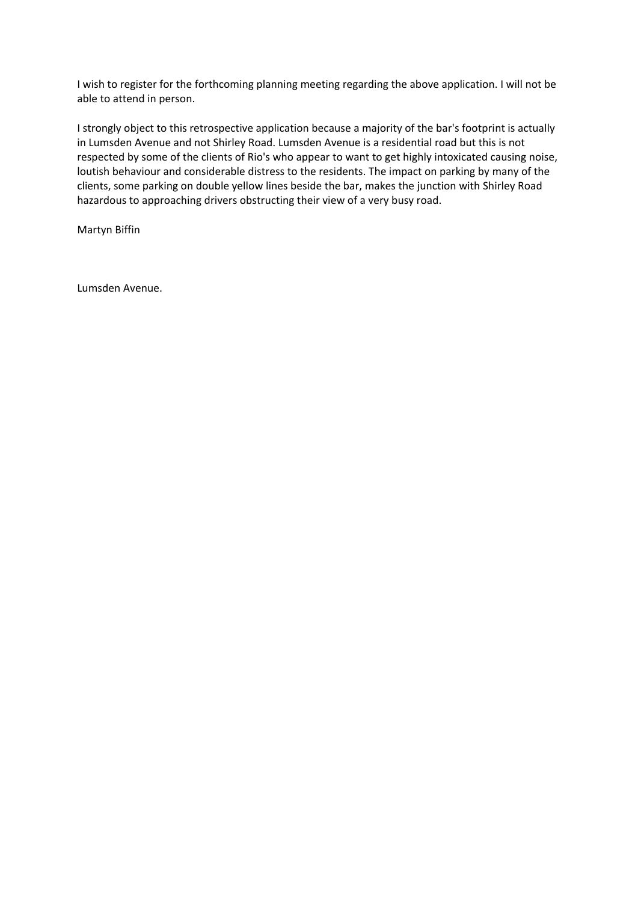I wish to register for the forthcoming planning meeting regarding the above application. I will not be able to attend in person.

I strongly object to this retrospective application because a majority of the bar's footprint is actually in Lumsden Avenue and not Shirley Road. Lumsden Avenue is a residential road but this is not respected by some of the clients of Rio's who appear to want to get highly intoxicated causing noise, loutish behaviour and considerable distress to the residents. The impact on parking by many of the clients, some parking on double yellow lines beside the bar, makes the junction with Shirley Road hazardous to approaching drivers obstructing their view of a very busy road.

Martyn Biffin

Lumsden Avenue.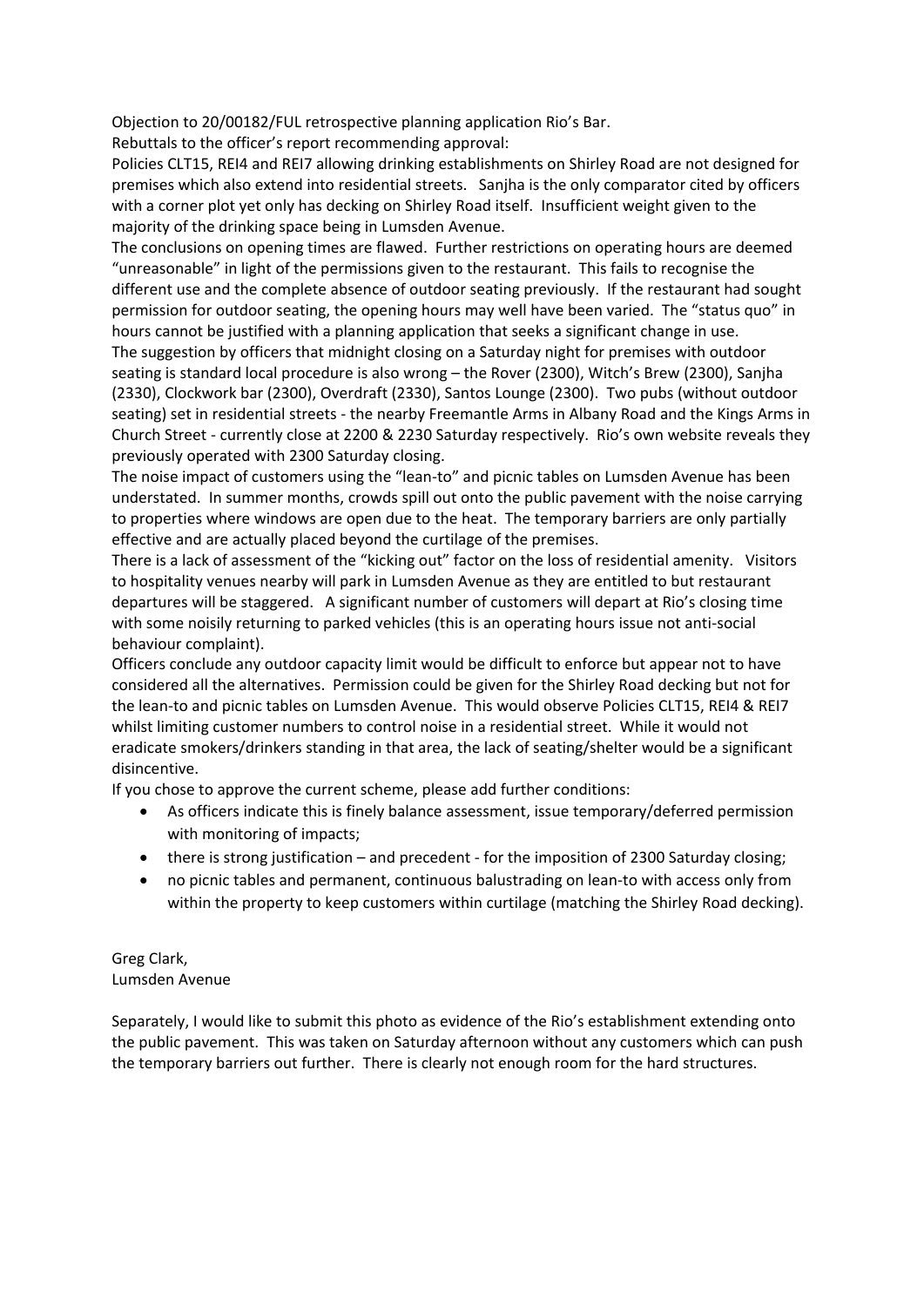Objection to 20/00182/FUL retrospective planning application Rio's Bar.
Rebuttals to the officer's report recommending approval:

Policies CLT15, REI4 and REI7 allowing drinking establishments on Shirley Road are not designed for premises which also extend into residential streets. Sanjha is the only comparator cited by officers with a corner plot yet only has decking on Shirley Road itself. Insufficient weight given to the majority of the drinking space being in Lumsden Avenue.

The conclusions on opening times are flawed. Further restrictions on operating hours are deemed "unreasonable" in light of the permissions given to the restaurant. This fails to recognise the different use and the complete absence of outdoor seating previously. If the restaurant had sought permission for outdoor seating, the opening hours may well have been varied. The "status quo" in hours cannot be justified with a planning application that seeks a significant change in use.

The suggestion by officers that midnight closing on a Saturday night for premises with outdoor seating is standard local procedure is also wrong – the Rover (2300), Witch's Brew (2300), Sanjha (2330), Clockwork bar (2300), Overdraft (2330), Santos Lounge (2300). Two pubs (without outdoor seating) set in residential streets - the nearby Freemantle Arms in Albany Road and the Kings Arms in Church Street - currently close at 2200 & 2230 Saturday respectively. Rio's own website reveals they previously operated with 2300 Saturday closing.

The noise impact of customers using the "lean-to" and picnic tables on Lumsden Avenue has been understated. In summer months, crowds spill out onto the public pavement with the noise carrying to properties where windows are open due to the heat. The temporary barriers are only partially effective and are actually placed beyond the curtilage of the premises.

There is a lack of assessment of the "kicking out" factor on the loss of residential amenity. Visitors to hospitality venues nearby will park in Lumsden Avenue as they are entitled to but restaurant departures will be staggered. A significant number of customers will depart at Rio's closing time with some noisily returning to parked vehicles (this is an operating hours issue not anti-social behaviour complaint).

Officers conclude any outdoor capacity limit would be difficult to enforce but appear not to have considered all the alternatives. Permission could be given for the Shirley Road decking but not for the lean-to and picnic tables on Lumsden Avenue. This would observe Policies CLT15, REI4 & REI7 whilst limiting customer numbers to control noise in a residential street. While it would not eradicate smokers/drinkers standing in that area, the lack of seating/shelter would be a significant disincentive.

If you chose to approve the current scheme, please add further conditions:

- As officers indicate this is finely balance assessment, issue temporary/deferred permission with monitoring of impacts;
- there is strong justification – and precedent - for the imposition of 2300 Saturday closing;
- no picnic tables and permanent, continuous balustrading on lean-to with access only from within the property to keep customers within curtilage (matching the Shirley Road decking).

Greg Clark,
Lumsden Avenue

Separately, I would like to submit this photo as evidence of the Rio's establishment extending onto the public pavement. This was taken on Saturday afternoon without any customers which can push the temporary barriers out further. There is clearly not enough room for the hard structures.